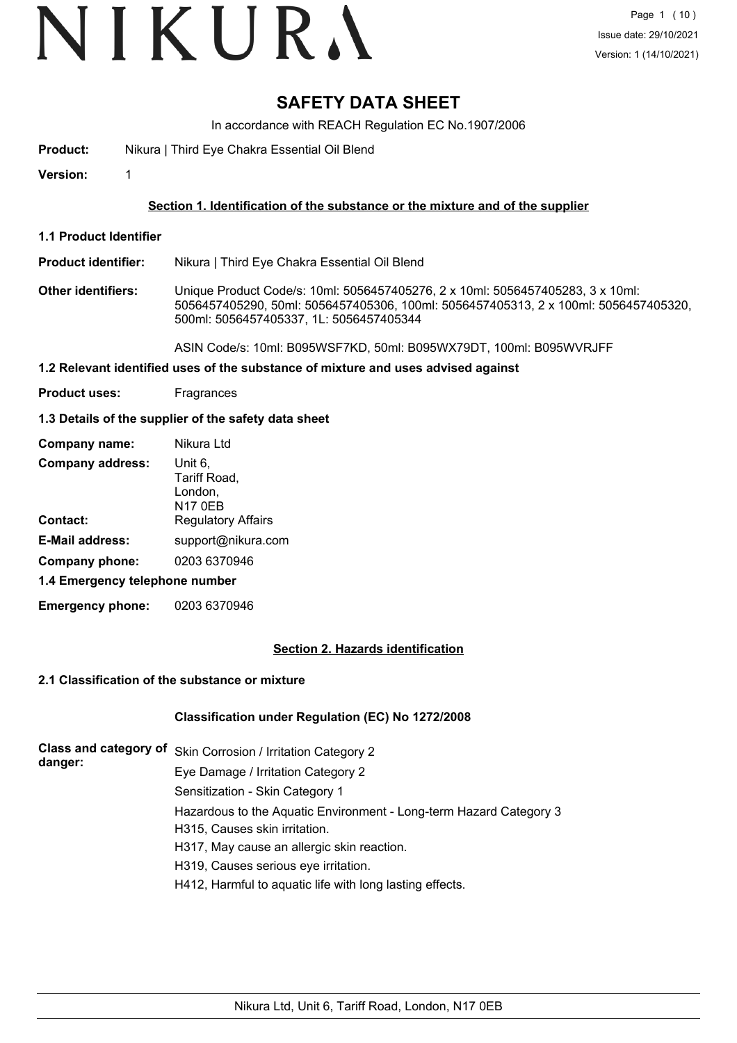# SAFETY DATA SHEET

In accordance with REACH Regulation EC No.1907/2006

**Product:** Nikura | Third Eye Chakra Essential Oil Blend

**Version:** 1

## Section 1. Identification of the substance or the mixture and of the supplier

### 1.1 Product Identifier

**Product identifier:** Nikura | Third Eye Chakra Essential Oil Blend

**Other identifiers:** Unique Product Code/s: 10ml: 5056457405276, 2 x 10ml: 5056457405283, 3 x 10ml: 5056457405290, 50ml: 5056457405306, 100ml: 5056457405313, 2 x 100ml: 5056457405320, 500ml: 5056457405337, 1L: 5056457405344

ASIN Code/s: 10ml: B095WSF7KD, 50ml: B095WX79DT, 100ml: B095WVRJFF

### 1.2 Relevant identified uses of the substance of mixture and uses advised against

**Product uses:** Fragrances

### 1.3 Details of the supplier of the safety data sheet

**Company name:** Nikura Ltd

**Company address:** Unit 6, Tariff Road, London, N17 0EB

**Contact:** Regulatory Affairs

**E-Mail address:** support@nikura.com

**Company phone:** 0203 6370946

### 1.4 Emergency telephone number

**Emergency phone:** 0203 6370946

## Section 2. Hazards identification

### 2.1 Classification of the substance or mixture

**Classification under Regulation (EC) No 1272/2008**

**Class and category of danger:**

Skin Corrosion / Irritation Category 2

Eye Damage / Irritation Category 2

Sensitization - Skin Category 1

Hazardous to the Aquatic Environment - Long-term Hazard Category 3

H315, Causes skin irritation.

H317, May cause an allergic skin reaction.

H319, Causes serious eye irritation.

H412, Harmful to aquatic life with long lasting effects.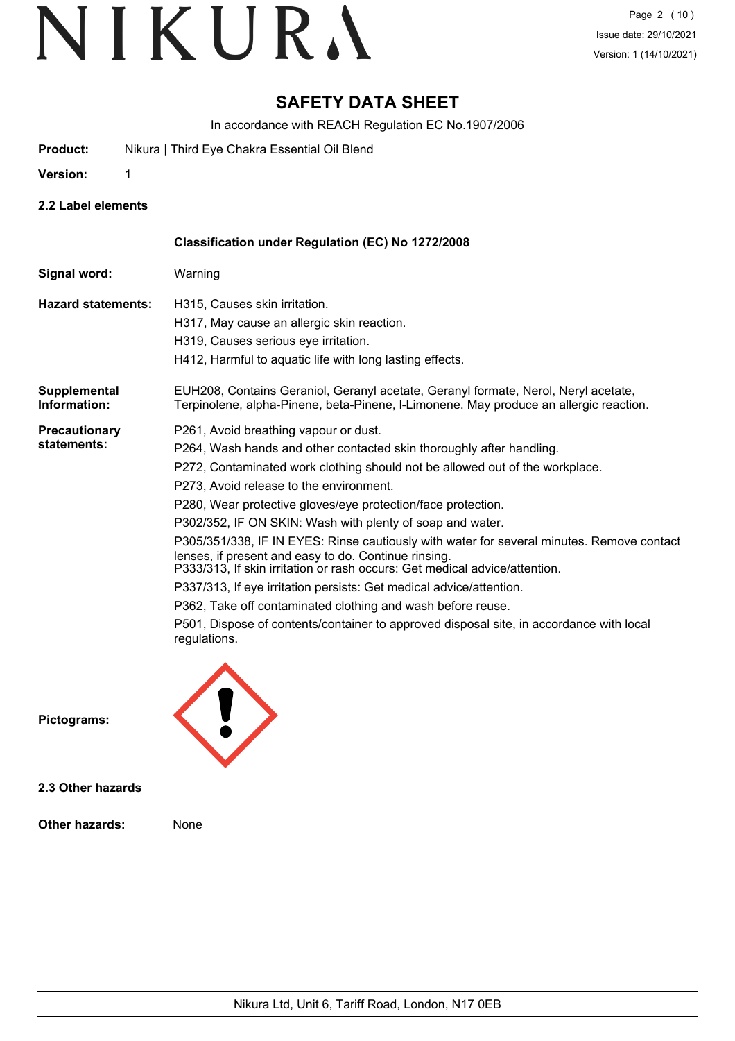# SAFETY DATA SHEET

In accordance with REACH Regulation EC No.1907/2006

**Product:** Nikura | Third Eye Chakra Essential Oil Blend

**Version:** 1

## 2.2 Label elements

**Classification under Regulation (EC) No 1272/2008**

**Signal word:** Warning

**Hazard statements:**
H315, Causes skin irritation.
H317, May cause an allergic skin reaction.
H319, Causes serious eye irritation.
H412, Harmful to aquatic life with long lasting effects.

**Supplemental Information:** EUH208, Contains Geraniol, Geranyl acetate, Geranyl formate, Nerol, Neryl acetate, Terpinolene, alpha-Pinene, beta-Pinene, l-Limonene. May produce an allergic reaction.

**Precautionary statements:**
P261, Avoid breathing vapour or dust.
P264, Wash hands and other contacted skin thoroughly after handling.
P272, Contaminated work clothing should not be allowed out of the workplace.
P273, Avoid release to the environment.
P280, Wear protective gloves/eye protection/face protection.
P302/352, IF ON SKIN: Wash with plenty of soap and water.
P305/351/338, IF IN EYES: Rinse cautiously with water for several minutes. Remove contact lenses, if present and easy to do. Continue rinsing.
P333/313, If skin irritation or rash occurs: Get medical advice/attention.
P337/313, If eye irritation persists: Get medical advice/attention.
P362, Take off contaminated clothing and wash before reuse.
P501, Dispose of contents/container to approved disposal site, in accordance with local regulations.

**Pictograms:**

## 2.3 Other hazards

**Other hazards:** None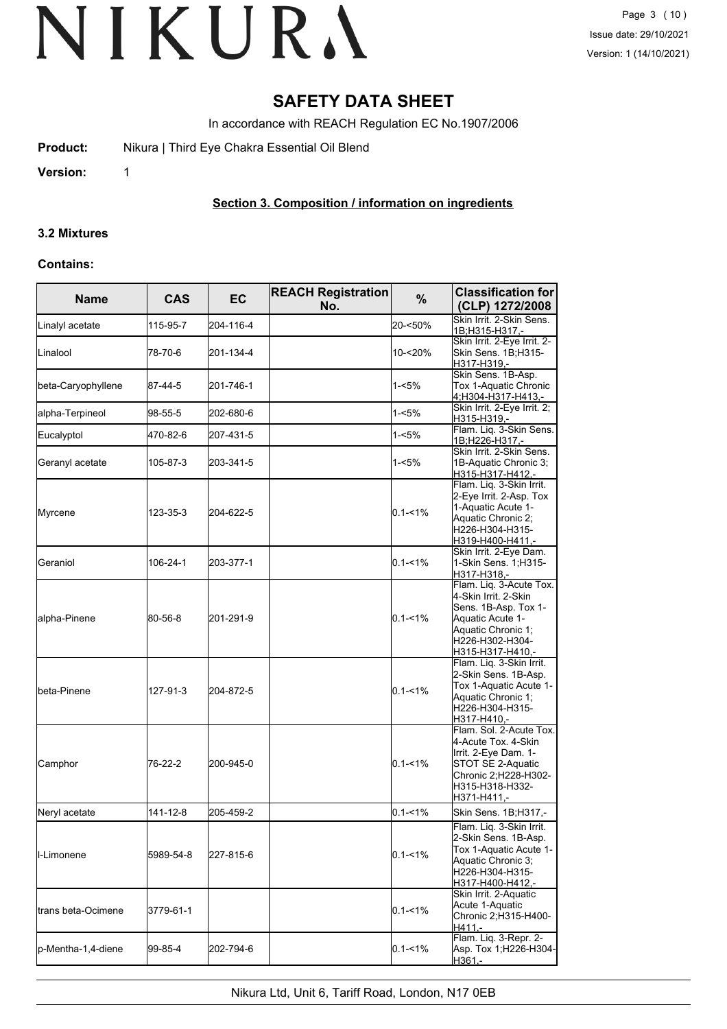# SAFETY DATA SHEET

In accordance with REACH Regulation EC No.1907/2006

**Product:** Nikura | Third Eye Chakra Essential Oil Blend

**Version:** 1

## Section 3. Composition / information on ingredients

### 3.2 Mixtures

**Contains:**

| Name | CAS | EC | REACH Registration No. | % | Classification for (CLP) 1272/2008 |
|---|---|---|---|---|---|
| Linalyl acetate | 115-95-7 | 204-116-4 | | 20-<50% | Skin Irrit. 2-Skin Sens. 1B;H315-H317,- |
| Linalool | 78-70-6 | 201-134-4 | | 10-<20% | Skin Irrit. 2-Eye Irrit. 2-Skin Sens. 1B;H315-H317-H319,- |
| beta-Caryophyllene | 87-44-5 | 201-746-1 | | 1-<5% | Skin Sens. 1B-Asp. Tox 1-Aquatic Chronic 4;H304-H317-H413,- |
| alpha-Terpineol | 98-55-5 | 202-680-6 | | 1-<5% | Skin Irrit. 2-Eye Irrit. 2;H315-H319,- |
| Eucalyptol | 470-82-6 | 207-431-5 | | 1-<5% | Flam. Liq. 3-Skin Sens. 1B;H226-H317,- |
| Geranyl acetate | 105-87-3 | 203-341-5 | | 1-<5% | Skin Irrit. 2-Skin Sens. 1B-Aquatic Chronic 3;H315-H317-H412,- |
| Myrcene | 123-35-3 | 204-622-5 | | 0.1-<1% | Flam. Liq. 3-Skin Irrit. 2-Eye Irrit. 2-Asp. Tox 1-Aquatic Acute 1-Aquatic Chronic 2;H226-H304-H315-H319-H400-H411,- |
| Geraniol | 106-24-1 | 203-377-1 | | 0.1-<1% | Skin Irrit. 2-Eye Dam. 1-Skin Sens. 1;H315-H317-H318,- |
| alpha-Pinene | 80-56-8 | 201-291-9 | | 0.1-<1% | Flam. Liq. 3-Acute Tox. 4-Skin Irrit. 2-Skin Sens. 1B-Asp. Tox 1-Aquatic Acute 1-Aquatic Chronic 1;H226-H302-H304-H315-H317-H410,- |
| beta-Pinene | 127-91-3 | 204-872-5 | | 0.1-<1% | Flam. Liq. 3-Skin Irrit. 2-Skin Sens. 1B-Asp. Tox 1-Aquatic Acute 1-Aquatic Chronic 1;H226-H304-H315-H317-H410,- |
| Camphor | 76-22-2 | 200-945-0 | | 0.1-<1% | Flam. Sol. 2-Acute Tox. 4-Acute Tox. 4-Skin Irrit. 2-Eye Dam. 1-STOT SE 2-Aquatic Chronic 2;H228-H302-H315-H318-H332-H371-H411,- |
| Neryl acetate | 141-12-8 | 205-459-2 | | 0.1-<1% | Skin Sens. 1B;H317,- |
| l-Limonene | 5989-54-8 | 227-815-6 | | 0.1-<1% | Flam. Liq. 3-Skin Irrit. 2-Skin Sens. 1B-Asp. Tox 1-Aquatic Acute 1-Aquatic Chronic 3;H226-H304-H315-H317-H400-H412,- |
| trans beta-Ocimene | 3779-61-1 | | | 0.1-<1% | Skin Irrit. 2-Aquatic Acute 1-Aquatic Chronic 2;H315-H400-H411,- |
| p-Mentha-1,4-diene | 99-85-4 | 202-794-6 | | 0.1-<1% | Flam. Liq. 3-Repr. 2-Asp. Tox 1;H226-H304-H361,- |

Nikura Ltd, Unit 6, Tariff Road, London, N17 0EB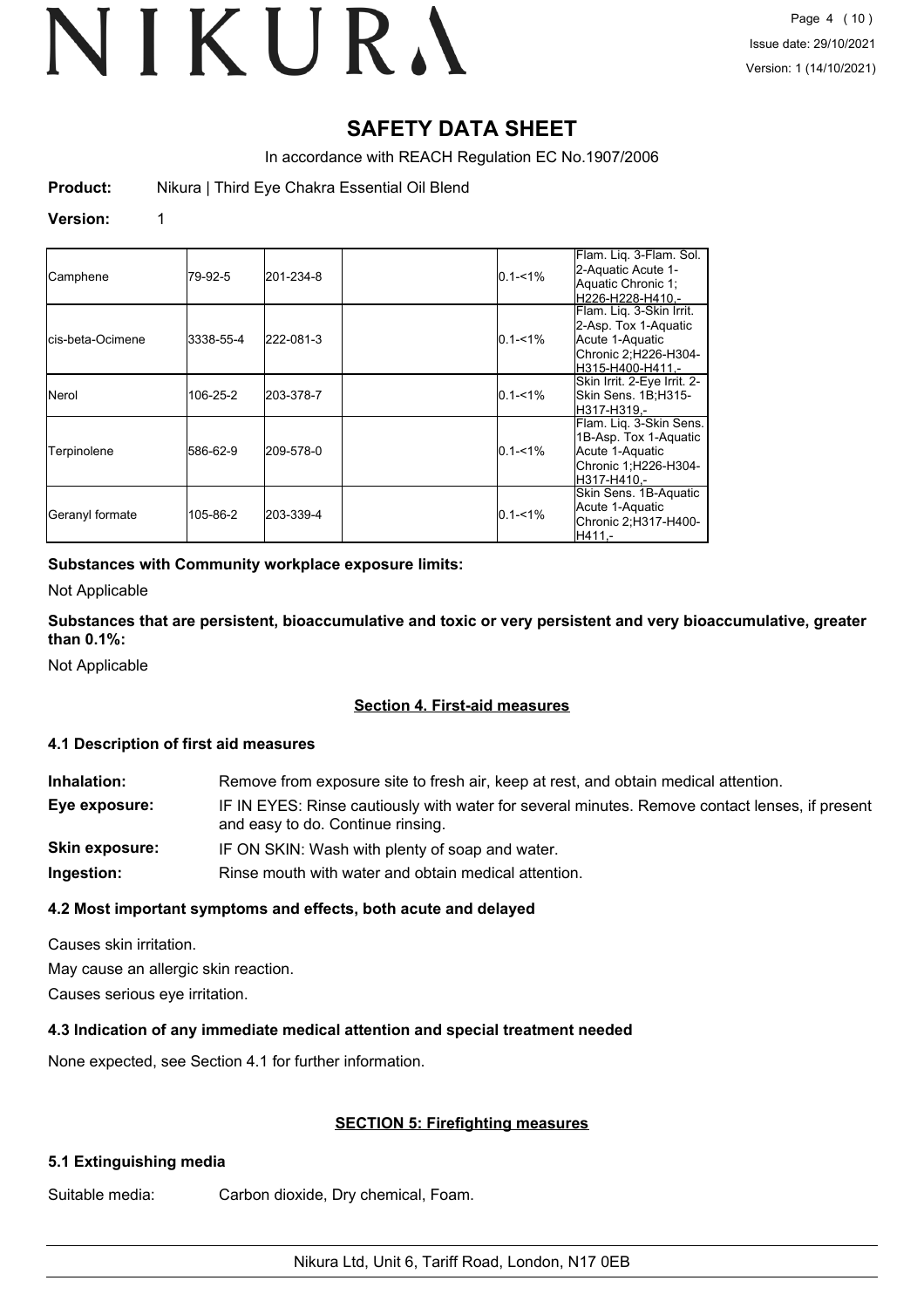# SAFETY DATA SHEET

In accordance with REACH Regulation EC No.1907/2006

**Product:** Nikura | Third Eye Chakra Essential Oil Blend

**Version:** 1

| | | | | | |
|---|---|---|---|---|---|
| Camphene | 79-92-5 | 201-234-8 | | 0.1-<1% | Flam. Liq. 3-Flam. Sol. 2-Aquatic Acute 1-Aquatic Chronic 1;H226-H228-H410,- |
| cis-beta-Ocimene | 3338-55-4 | 222-081-3 | | 0.1-<1% | Flam. Liq. 3-Skin Irrit. 2-Asp. Tox 1-Aquatic Acute 1-Aquatic Chronic 2;H226-H304-H315-H400-H411,- |
| Nerol | 106-25-2 | 203-378-7 | | 0.1-<1% | Skin Irrit. 2-Eye Irrit. 2-Skin Sens. 1B;H315-H317-H319,- |
| Terpinolene | 586-62-9 | 209-578-0 | | 0.1-<1% | Flam. Liq. 3-Skin Sens. 1B-Asp. Tox 1-Aquatic Acute 1-Aquatic Chronic 1;H226-H304-H317-H410,- |
| Geranyl formate | 105-86-2 | 203-339-4 | | 0.1-<1% | Skin Sens. 1B-Aquatic Acute 1-Aquatic Chronic 2;H317-H400-H411,- |

**Substances with Community workplace exposure limits:**

Not Applicable

**Substances that are persistent, bioaccumulative and toxic or very persistent and very bioaccumulative, greater than 0.1%:**

Not Applicable

## Section 4. First-aid measures

### 4.1 Description of first aid measures

**Inhalation:** Remove from exposure site to fresh air, keep at rest, and obtain medical attention.

**Eye exposure:** IF IN EYES: Rinse cautiously with water for several minutes. Remove contact lenses, if present and easy to do. Continue rinsing.

**Skin exposure:** IF ON SKIN: Wash with plenty of soap and water.

**Ingestion:** Rinse mouth with water and obtain medical attention.

### 4.2 Most important symptoms and effects, both acute and delayed

Causes skin irritation.

May cause an allergic skin reaction.

Causes serious eye irritation.

### 4.3 Indication of any immediate medical attention and special treatment needed

None expected, see Section 4.1 for further information.

## SECTION 5: Firefighting measures

### 5.1 Extinguishing media

Suitable media: Carbon dioxide, Dry chemical, Foam.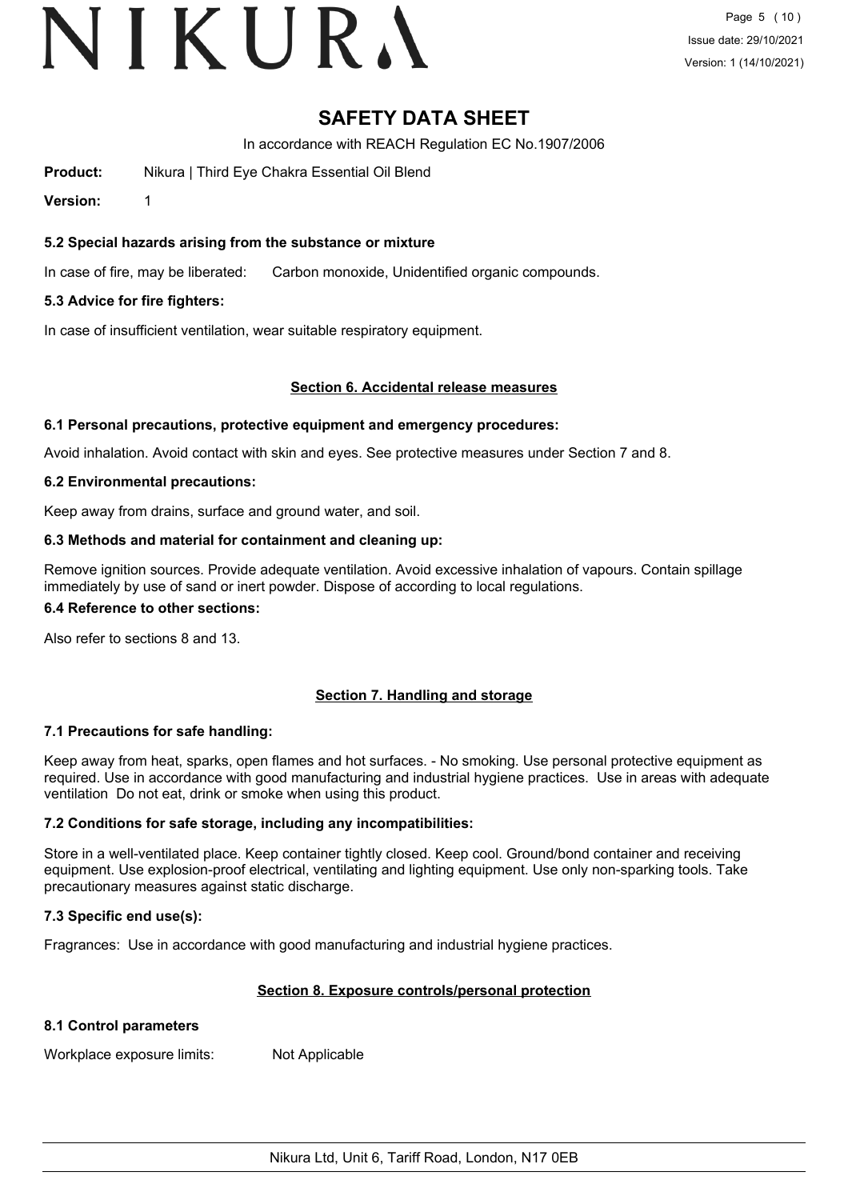# SAFETY DATA SHEET

In accordance with REACH Regulation EC No.1907/2006

**Product:** Nikura | Third Eye Chakra Essential Oil Blend

**Version:** 1

### 5.2 Special hazards arising from the substance or mixture

In case of fire, may be liberated: Carbon monoxide, Unidentified organic compounds.

### 5.3 Advice for fire fighters:

In case of insufficient ventilation, wear suitable respiratory equipment.

## Section 6. Accidental release measures

### 6.1 Personal precautions, protective equipment and emergency procedures:

Avoid inhalation. Avoid contact with skin and eyes. See protective measures under Section 7 and 8.

### 6.2 Environmental precautions:

Keep away from drains, surface and ground water, and soil.

### 6.3 Methods and material for containment and cleaning up:

Remove ignition sources. Provide adequate ventilation. Avoid excessive inhalation of vapours. Contain spillage immediately by use of sand or inert powder. Dispose of according to local regulations.

### 6.4 Reference to other sections:

Also refer to sections 8 and 13.

## Section 7. Handling and storage

### 7.1 Precautions for safe handling:

Keep away from heat, sparks, open flames and hot surfaces. - No smoking. Use personal protective equipment as required. Use in accordance with good manufacturing and industrial hygiene practices. Use in areas with adequate ventilation Do not eat, drink or smoke when using this product.

### 7.2 Conditions for safe storage, including any incompatibilities:

Store in a well-ventilated place. Keep container tightly closed. Keep cool. Ground/bond container and receiving equipment. Use explosion-proof electrical, ventilating and lighting equipment. Use only non-sparking tools. Take precautionary measures against static discharge.

### 7.3 Specific end use(s):

Fragrances: Use in accordance with good manufacturing and industrial hygiene practices.

## Section 8. Exposure controls/personal protection

### 8.1 Control parameters

Workplace exposure limits: Not Applicable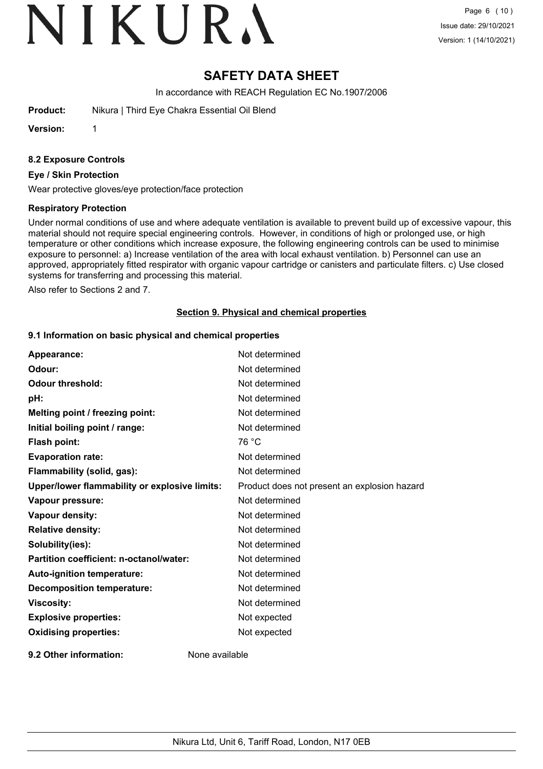# SAFETY DATA SHEET

In accordance with REACH Regulation EC No.1907/2006

**Product:** Nikura | Third Eye Chakra Essential Oil Blend

**Version:** 1

### 8.2 Exposure Controls

#### Eye / Skin Protection

Wear protective gloves/eye protection/face protection

#### Respiratory Protection

Under normal conditions of use and where adequate ventilation is available to prevent build up of excessive vapour, this material should not require special engineering controls. However, in conditions of high or prolonged use, or high temperature or other conditions which increase exposure, the following engineering controls can be used to minimise exposure to personnel: a) Increase ventilation of the area with local exhaust ventilation. b) Personnel can use an approved, appropriately fitted respirator with organic vapour cartridge or canisters and particulate filters. c) Use closed systems for transferring and processing this material.

Also refer to Sections 2 and 7.

## Section 9. Physical and chemical properties

### 9.1 Information on basic physical and chemical properties

| | |
|---|---|
| **Appearance:** | Not determined |
| **Odour:** | Not determined |
| **Odour threshold:** | Not determined |
| **pH:** | Not determined |
| **Melting point / freezing point:** | Not determined |
| **Initial boiling point / range:** | Not determined |
| **Flash point:** | 76 °C |
| **Evaporation rate:** | Not determined |
| **Flammability (solid, gas):** | Not determined |
| **Upper/lower flammability or explosive limits:** | Product does not present an explosion hazard |
| **Vapour pressure:** | Not determined |
| **Vapour density:** | Not determined |
| **Relative density:** | Not determined |
| **Solubility(ies):** | Not determined |
| **Partition coefficient: n-octanol/water:** | Not determined |
| **Auto-ignition temperature:** | Not determined |
| **Decomposition temperature:** | Not determined |
| **Viscosity:** | Not determined |
| **Explosive properties:** | Not expected |
| **Oxidising properties:** | Not expected |

**9.2 Other information:** None available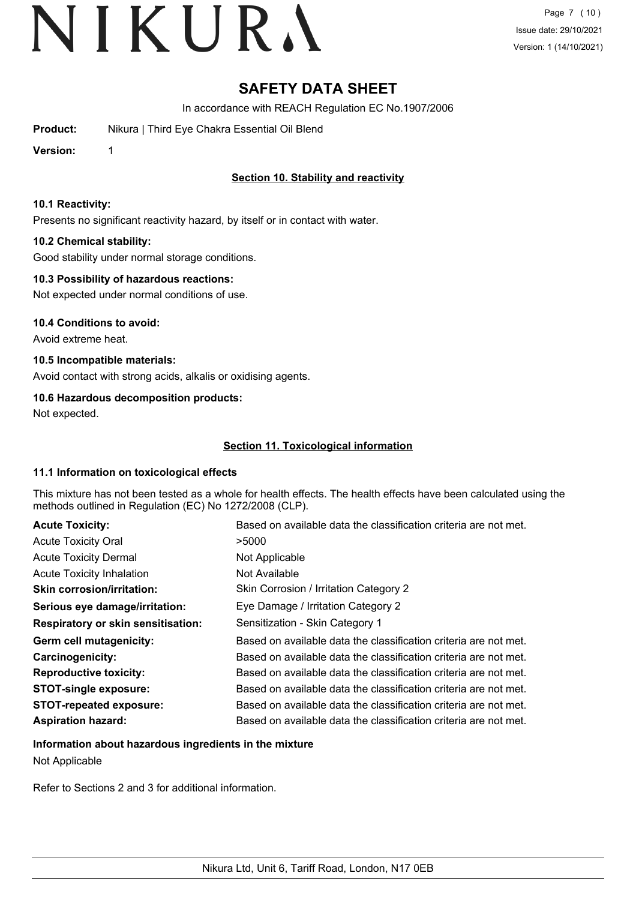# SAFETY DATA SHEET

In accordance with REACH Regulation EC No.1907/2006

**Product:** Nikura | Third Eye Chakra Essential Oil Blend

**Version:** 1

## Section 10. Stability and reactivity

### 10.1 Reactivity:

Presents no significant reactivity hazard, by itself or in contact with water.

### 10.2 Chemical stability:

Good stability under normal storage conditions.

### 10.3 Possibility of hazardous reactions:

Not expected under normal conditions of use.

### 10.4 Conditions to avoid:

Avoid extreme heat.

### 10.5 Incompatible materials:

Avoid contact with strong acids, alkalis or oxidising agents.

### 10.6 Hazardous decomposition products:

Not expected.

## Section 11. Toxicological information

### 11.1 Information on toxicological effects

This mixture has not been tested as a whole for health effects. The health effects have been calculated using the methods outlined in Regulation (EC) No 1272/2008 (CLP).

| | |
|---|---|
| **Acute Toxicity:** | Based on available data the classification criteria are not met. |
| Acute Toxicity Oral | >5000 |
| Acute Toxicity Dermal | Not Applicable |
| Acute Toxicity Inhalation | Not Available |
| **Skin corrosion/irritation:** | Skin Corrosion / Irritation Category 2 |
| **Serious eye damage/irritation:** | Eye Damage / Irritation Category 2 |
| **Respiratory or skin sensitisation:** | Sensitization - Skin Category 1 |
| **Germ cell mutagenicity:** | Based on available data the classification criteria are not met. |
| **Carcinogenicity:** | Based on available data the classification criteria are not met. |
| **Reproductive toxicity:** | Based on available data the classification criteria are not met. |
| **STOT-single exposure:** | Based on available data the classification criteria are not met. |
| **STOT-repeated exposure:** | Based on available data the classification criteria are not met. |
| **Aspiration hazard:** | Based on available data the classification criteria are not met. |

### Information about hazardous ingredients in the mixture

Not Applicable

Refer to Sections 2 and 3 for additional information.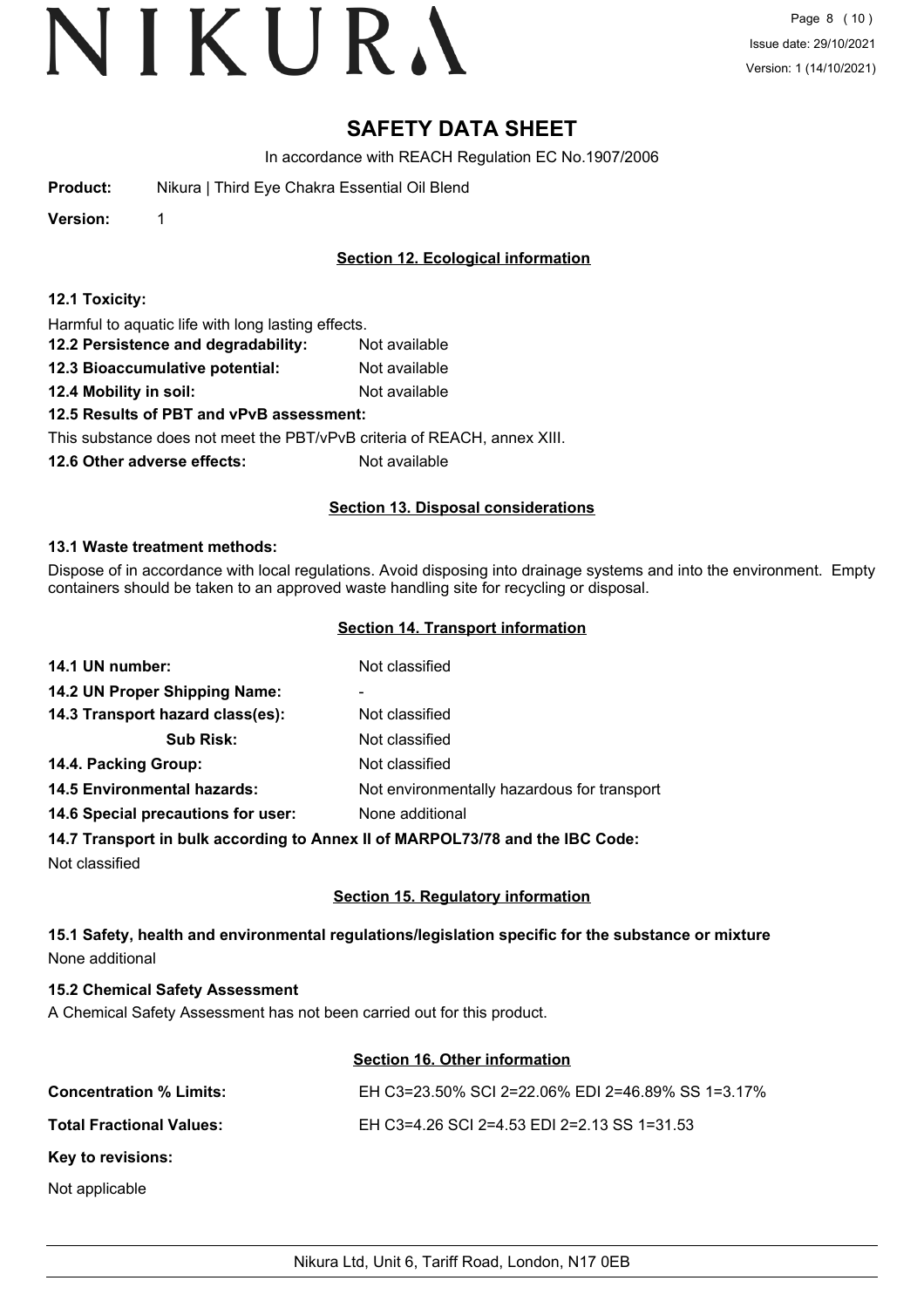# SAFETY DATA SHEET

In accordance with REACH Regulation EC No.1907/2006

**Product:** Nikura | Third Eye Chakra Essential Oil Blend

**Version:** 1

## Section 12. Ecological information

**12.1 Toxicity:**

Harmful to aquatic life with long lasting effects.

**12.2 Persistence and degradability:** Not available

**12.3 Bioaccumulative potential:** Not available

**12.4 Mobility in soil:** Not available

**12.5 Results of PBT and vPvB assessment:**

This substance does not meet the PBT/vPvB criteria of REACH, annex XIII.

**12.6 Other adverse effects:** Not available

## Section 13. Disposal considerations

**13.1 Waste treatment methods:**

Dispose of in accordance with local regulations. Avoid disposing into drainage systems and into the environment. Empty containers should be taken to an approved waste handling site for recycling or disposal.

## Section 14. Transport information

**14.1 UN number:** Not classified

**14.2 UN Proper Shipping Name:** -

**14.3 Transport hazard class(es):** Not classified

**Sub Risk:** Not classified

**14.4. Packing Group:** Not classified

**14.5 Environmental hazards:** Not environmentally hazardous for transport

**14.6 Special precautions for user:** None additional

**14.7 Transport in bulk according to Annex II of MARPOL73/78 and the IBC Code:**

Not classified

## Section 15. Regulatory information

**15.1 Safety, health and environmental regulations/legislation specific for the substance or mixture**

None additional

**15.2 Chemical Safety Assessment**

A Chemical Safety Assessment has not been carried out for this product.

## Section 16. Other information

**Concentration % Limits:** EH C3=23.50% SCI 2=22.06% EDI 2=46.89% SS 1=3.17%

**Total Fractional Values:** EH C3=4.26 SCI 2=4.53 EDI 2=2.13 SS 1=31.53

**Key to revisions:**

Not applicable

Nikura Ltd, Unit 6, Tariff Road, London, N17 0EB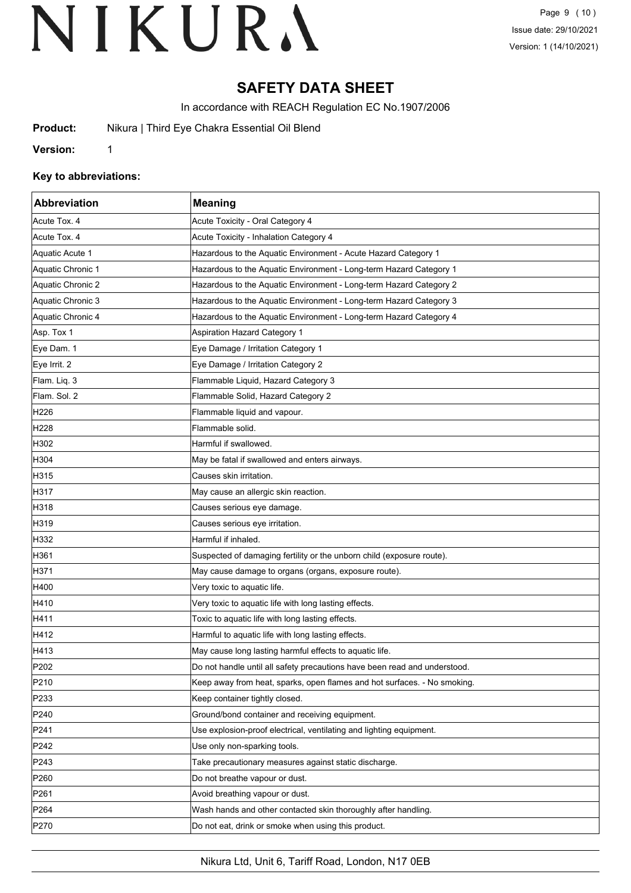# SAFETY DATA SHEET

In accordance with REACH Regulation EC No.1907/2006

**Product:** Nikura | Third Eye Chakra Essential Oil Blend

**Version:** 1

### Key to abbreviations:

| Abbreviation | Meaning |
|---|---|
| Acute Tox. 4 | Acute Toxicity - Oral Category 4 |
| Acute Tox. 4 | Acute Toxicity - Inhalation Category 4 |
| Aquatic Acute 1 | Hazardous to the Aquatic Environment - Acute Hazard Category 1 |
| Aquatic Chronic 1 | Hazardous to the Aquatic Environment - Long-term Hazard Category 1 |
| Aquatic Chronic 2 | Hazardous to the Aquatic Environment - Long-term Hazard Category 2 |
| Aquatic Chronic 3 | Hazardous to the Aquatic Environment - Long-term Hazard Category 3 |
| Aquatic Chronic 4 | Hazardous to the Aquatic Environment - Long-term Hazard Category 4 |
| Asp. Tox 1 | Aspiration Hazard Category 1 |
| Eye Dam. 1 | Eye Damage / Irritation Category 1 |
| Eye Irrit. 2 | Eye Damage / Irritation Category 2 |
| Flam. Liq. 3 | Flammable Liquid, Hazard Category 3 |
| Flam. Sol. 2 | Flammable Solid, Hazard Category 2 |
| H226 | Flammable liquid and vapour. |
| H228 | Flammable solid. |
| H302 | Harmful if swallowed. |
| H304 | May be fatal if swallowed and enters airways. |
| H315 | Causes skin irritation. |
| H317 | May cause an allergic skin reaction. |
| H318 | Causes serious eye damage. |
| H319 | Causes serious eye irritation. |
| H332 | Harmful if inhaled. |
| H361 | Suspected of damaging fertility or the unborn child (exposure route). |
| H371 | May cause damage to organs (organs, exposure route). |
| H400 | Very toxic to aquatic life. |
| H410 | Very toxic to aquatic life with long lasting effects. |
| H411 | Toxic to aquatic life with long lasting effects. |
| H412 | Harmful to aquatic life with long lasting effects. |
| H413 | May cause long lasting harmful effects to aquatic life. |
| P202 | Do not handle until all safety precautions have been read and understood. |
| P210 | Keep away from heat, sparks, open flames and hot surfaces. - No smoking. |
| P233 | Keep container tightly closed. |
| P240 | Ground/bond container and receiving equipment. |
| P241 | Use explosion-proof electrical, ventilating and lighting equipment. |
| P242 | Use only non-sparking tools. |
| P243 | Take precautionary measures against static discharge. |
| P260 | Do not breathe vapour or dust. |
| P261 | Avoid breathing vapour or dust. |
| P264 | Wash hands and other contacted skin thoroughly after handling. |
| P270 | Do not eat, drink or smoke when using this product. |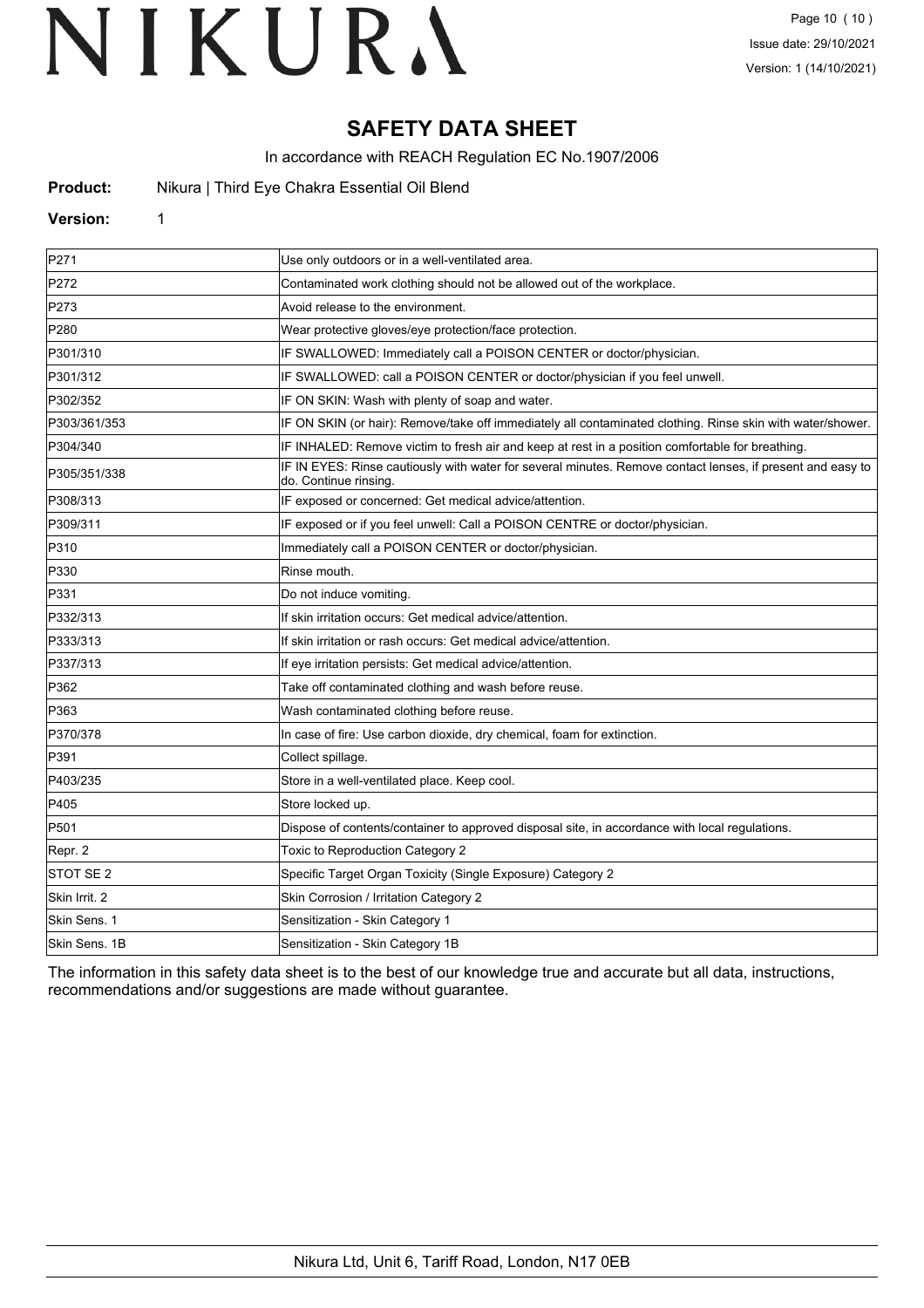# SAFETY DATA SHEET

In accordance with REACH Regulation EC No.1907/2006

**Product:** Nikura | Third Eye Chakra Essential Oil Blend

**Version:** 1

| | |
|---|---|
| P271 | Use only outdoors or in a well-ventilated area. |
| P272 | Contaminated work clothing should not be allowed out of the workplace. |
| P273 | Avoid release to the environment. |
| P280 | Wear protective gloves/eye protection/face protection. |
| P301/310 | IF SWALLOWED: Immediately call a POISON CENTER or doctor/physician. |
| P301/312 | IF SWALLOWED: call a POISON CENTER or doctor/physician if you feel unwell. |
| P302/352 | IF ON SKIN: Wash with plenty of soap and water. |
| P303/361/353 | IF ON SKIN (or hair): Remove/take off immediately all contaminated clothing. Rinse skin with water/shower. |
| P304/340 | IF INHALED: Remove victim to fresh air and keep at rest in a position comfortable for breathing. |
| P305/351/338 | IF IN EYES: Rinse cautiously with water for several minutes. Remove contact lenses, if present and easy to do. Continue rinsing. |
| P308/313 | IF exposed or concerned: Get medical advice/attention. |
| P309/311 | IF exposed or if you feel unwell: Call a POISON CENTRE or doctor/physician. |
| P310 | Immediately call a POISON CENTER or doctor/physician. |
| P330 | Rinse mouth. |
| P331 | Do not induce vomiting. |
| P332/313 | If skin irritation occurs: Get medical advice/attention. |
| P333/313 | If skin irritation or rash occurs: Get medical advice/attention. |
| P337/313 | If eye irritation persists: Get medical advice/attention. |
| P362 | Take off contaminated clothing and wash before reuse. |
| P363 | Wash contaminated clothing before reuse. |
| P370/378 | In case of fire: Use carbon dioxide, dry chemical, foam for extinction. |
| P391 | Collect spillage. |
| P403/235 | Store in a well-ventilated place. Keep cool. |
| P405 | Store locked up. |
| P501 | Dispose of contents/container to approved disposal site, in accordance with local regulations. |
| Repr. 2 | Toxic to Reproduction Category 2 |
| STOT SE 2 | Specific Target Organ Toxicity (Single Exposure) Category 2 |
| Skin Irrit. 2 | Skin Corrosion / Irritation Category 2 |
| Skin Sens. 1 | Sensitization - Skin Category 1 |
| Skin Sens. 1B | Sensitization - Skin Category 1B |

The information in this safety data sheet is to the best of our knowledge true and accurate but all data, instructions, recommendations and/or suggestions are made without guarantee.